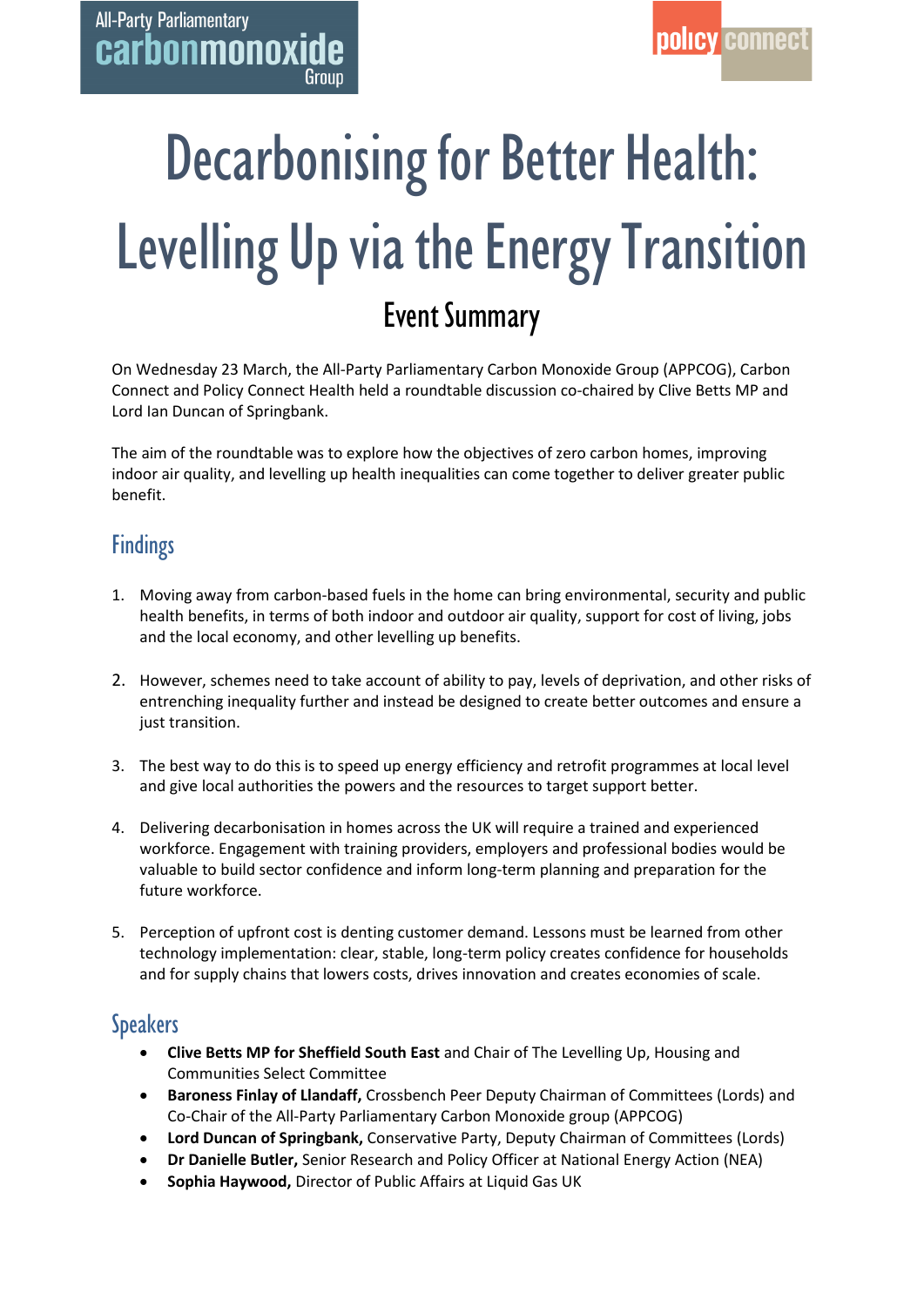All-Party Parliamentary **carbonmonoxide** Group

**policy connect**

# Decarbonising for Better Health: Levelling Up via the Energy Transition

## Event Summary

On Wednesday 23 March, the All-Party Parliamentary Carbon Monoxide Group (APPCOG), Carbon Connect and Policy Connect Health held a roundtable discussion co-chaired by Clive Betts MP and Lord Ian Duncan of Springbank.

The aim of the roundtable was to explore how the objectives of zero carbon homes, improving indoor air quality, and levelling up health inequalities can come together to deliver greater public benefit.

## Findings

1. Moving away from carbon-based fuels in the home can bring environmental, security and public health benefits, in terms of both indoor and outdoor air quality, support for cost of living, jobs and the local economy, and other levelling up benefits.

2. However, schemes need to take account of ability to pay, levels of deprivation, and other risks of entrenching inequality further and instead be designed to create better outcomes and ensure a just transition.

3. The best way to do this is to speed up energy efficiency and retrofit programmes at local level and give local authorities the powers and the resources to target support better.

4. Delivering decarbonisation in homes across the UK will require a trained and experienced workforce. Engagement with training providers, employers and professional bodies would be valuable to build sector confidence and inform long-term planning and preparation for the future workforce.

5. Perception of upfront cost is denting customer demand. Lessons must be learned from other technology implementation: clear, stable, long-term policy creates confidence for households and for supply chains that lowers costs, drives innovation and creates economies of scale.

## Speakers

- **Clive Betts MP for Sheffield South East** and Chair of The Levelling Up, Housing and Communities Select Committee
- **Baroness Finlay of Llandaff,** Crossbench Peer Deputy Chairman of Committees (Lords) and Co-Chair of the All-Party Parliamentary Carbon Monoxide group (APPCOG)
- **Lord Duncan of Springbank,** Conservative Party, Deputy Chairman of Committees (Lords)
- **Dr Danielle Butler,** Senior Research and Policy Officer at National Energy Action (NEA)
- **Sophia Haywood,** Director of Public Affairs at Liquid Gas UK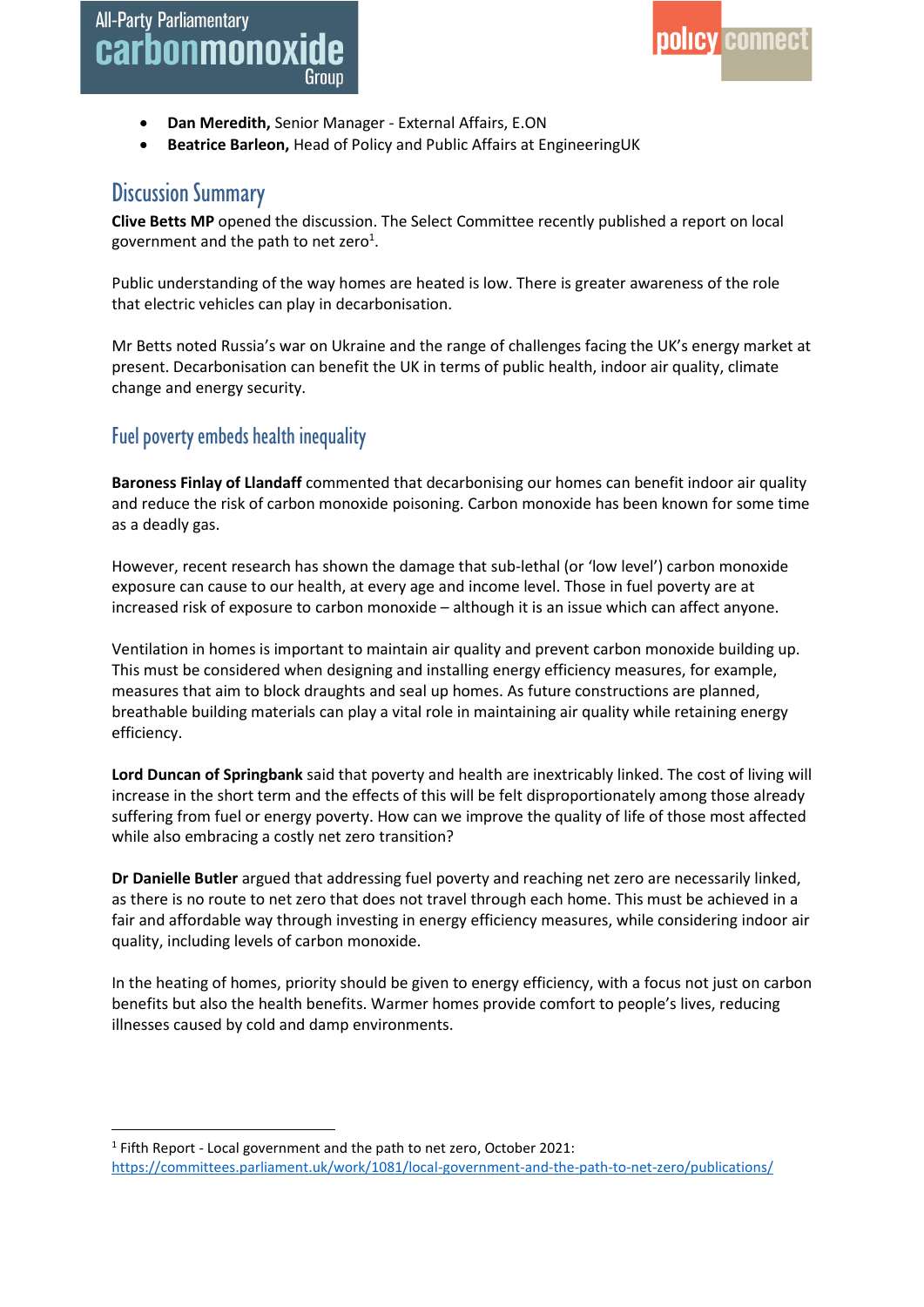- **Dan Meredith,** Senior Manager - External Affairs, E.ON
- **Beatrice Barleon,** Head of Policy and Public Affairs at EngineeringUK

## Discussion Summary

**Clive Betts MP** opened the discussion. The Select Committee recently published a report on local government and the path to net zero[1].

Public understanding of the way homes are heated is low. There is greater awareness of the role that electric vehicles can play in decarbonisation.

Mr Betts noted Russia's war on Ukraine and the range of challenges facing the UK's energy market at present. Decarbonisation can benefit the UK in terms of public health, indoor air quality, climate change and energy security.

## Fuel poverty embeds health inequality

**Baroness Finlay of Llandaff** commented that decarbonising our homes can benefit indoor air quality and reduce the risk of carbon monoxide poisoning. Carbon monoxide has been known for some time as a deadly gas.

However, recent research has shown the damage that sub-lethal (or 'low level') carbon monoxide exposure can cause to our health, at every age and income level. Those in fuel poverty are at increased risk of exposure to carbon monoxide – although it is an issue which can affect anyone.

Ventilation in homes is important to maintain air quality and prevent carbon monoxide building up. This must be considered when designing and installing energy efficiency measures, for example, measures that aim to block draughts and seal up homes. As future constructions are planned, breathable building materials can play a vital role in maintaining air quality while retaining energy efficiency.

**Lord Duncan of Springbank** said that poverty and health are inextricably linked. The cost of living will increase in the short term and the effects of this will be felt disproportionately among those already suffering from fuel or energy poverty. How can we improve the quality of life of those most affected while also embracing a costly net zero transition?

**Dr Danielle Butler** argued that addressing fuel poverty and reaching net zero are necessarily linked, as there is no route to net zero that does not travel through each home. This must be achieved in a fair and affordable way through investing in energy efficiency measures, while considering indoor air quality, including levels of carbon monoxide.

In the heating of homes, priority should be given to energy efficiency, with a focus not just on carbon benefits but also the health benefits. Warmer homes provide comfort to people's lives, reducing illnesses caused by cold and damp environments.

---

[1] Fifth Report - Local government and the path to net zero, October 2021: https://committees.parliament.uk/work/1081/local-government-and-the-path-to-net-zero/publications/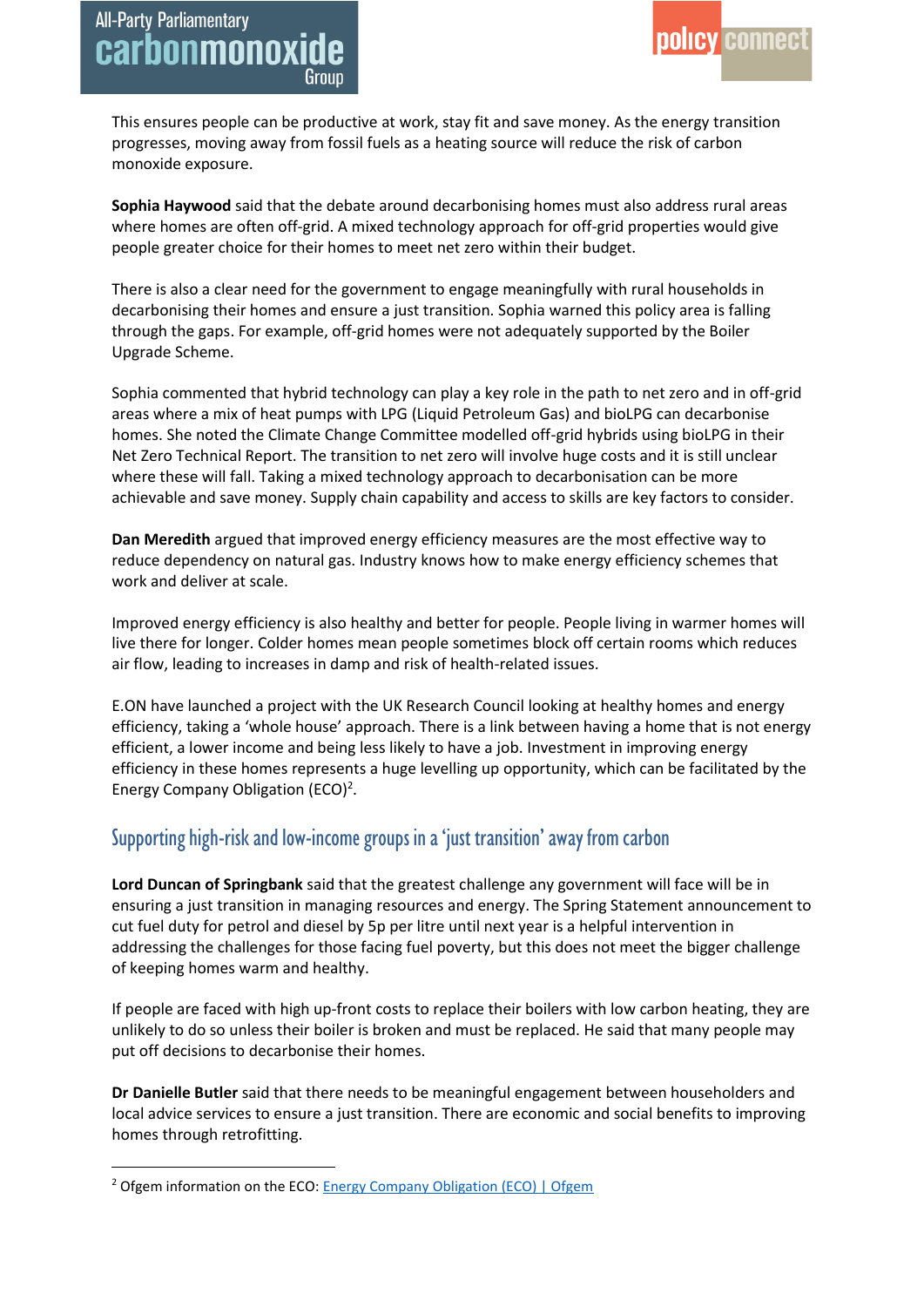This ensures people can be productive at work, stay fit and save money. As the energy transition progresses, moving away from fossil fuels as a heating source will reduce the risk of carbon monoxide exposure.

**Sophia Haywood** said that the debate around decarbonising homes must also address rural areas where homes are often off-grid. A mixed technology approach for off-grid properties would give people greater choice for their homes to meet net zero within their budget.

There is also a clear need for the government to engage meaningfully with rural households in decarbonising their homes and ensure a just transition. Sophia warned this policy area is falling through the gaps. For example, off-grid homes were not adequately supported by the Boiler Upgrade Scheme.

Sophia commented that hybrid technology can play a key role in the path to net zero and in off-grid areas where a mix of heat pumps with LPG (Liquid Petroleum Gas) and bioLPG can decarbonise homes. She noted the Climate Change Committee modelled off-grid hybrids using bioLPG in their Net Zero Technical Report. The transition to net zero will involve huge costs and it is still unclear where these will fall. Taking a mixed technology approach to decarbonisation can be more achievable and save money. Supply chain capability and access to skills are key factors to consider.

**Dan Meredith** argued that improved energy efficiency measures are the most effective way to reduce dependency on natural gas. Industry knows how to make energy efficiency schemes that work and deliver at scale.

Improved energy efficiency is also healthy and better for people. People living in warmer homes will live there for longer. Colder homes mean people sometimes block off certain rooms which reduces air flow, leading to increases in damp and risk of health-related issues.

E.ON have launched a project with the UK Research Council looking at healthy homes and energy efficiency, taking a 'whole house' approach. There is a link between having a home that is not energy efficient, a lower income and being less likely to have a job. Investment in improving energy efficiency in these homes represents a huge levelling up opportunity, which can be facilitated by the Energy Company Obligation (ECO)[2].

## Supporting high-risk and low-income groups in a 'just transition' away from carbon

**Lord Duncan of Springbank** said that the greatest challenge any government will face will be in ensuring a just transition in managing resources and energy. The Spring Statement announcement to cut fuel duty for petrol and diesel by 5p per litre until next year is a helpful intervention in addressing the challenges for those facing fuel poverty, but this does not meet the bigger challenge of keeping homes warm and healthy.

If people are faced with high up-front costs to replace their boilers with low carbon heating, they are unlikely to do so unless their boiler is broken and must be replaced. He said that many people may put off decisions to decarbonise their homes.

**Dr Danielle Butler** said that there needs to be meaningful engagement between householders and local advice services to ensure a just transition. There are economic and social benefits to improving homes through retrofitting.

---

[2] Ofgem information on the ECO: Energy Company Obligation (ECO) | Ofgem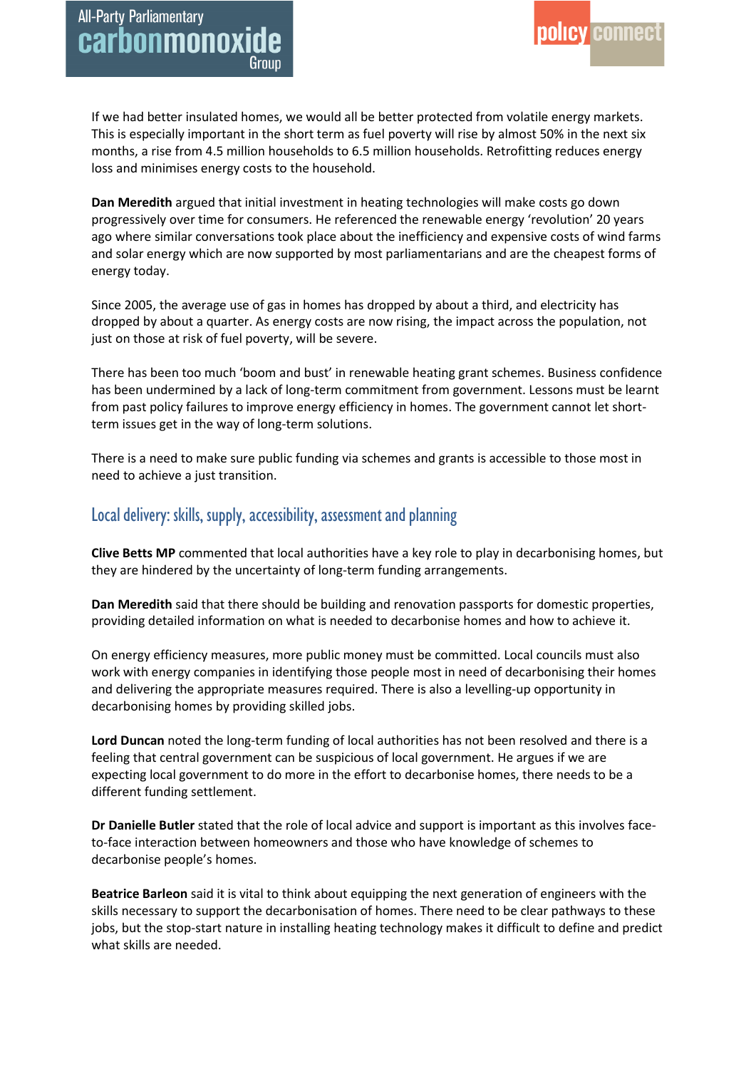If we had better insulated homes, we would all be better protected from volatile energy markets. This is especially important in the short term as fuel poverty will rise by almost 50% in the next six months, a rise from 4.5 million households to 6.5 million households. Retrofitting reduces energy loss and minimises energy costs to the household.

**Dan Meredith** argued that initial investment in heating technologies will make costs go down progressively over time for consumers. He referenced the renewable energy 'revolution' 20 years ago where similar conversations took place about the inefficiency and expensive costs of wind farms and solar energy which are now supported by most parliamentarians and are the cheapest forms of energy today.

Since 2005, the average use of gas in homes has dropped by about a third, and electricity has dropped by about a quarter. As energy costs are now rising, the impact across the population, not just on those at risk of fuel poverty, will be severe.

There has been too much 'boom and bust' in renewable heating grant schemes. Business confidence has been undermined by a lack of long-term commitment from government. Lessons must be learnt from past policy failures to improve energy efficiency in homes. The government cannot let short-term issues get in the way of long-term solutions.

There is a need to make sure public funding via schemes and grants is accessible to those most in need to achieve a just transition.

## Local delivery: skills, supply, accessibility, assessment and planning

**Clive Betts MP** commented that local authorities have a key role to play in decarbonising homes, but they are hindered by the uncertainty of long-term funding arrangements.

**Dan Meredith** said that there should be building and renovation passports for domestic properties, providing detailed information on what is needed to decarbonise homes and how to achieve it.

On energy efficiency measures, more public money must be committed. Local councils must also work with energy companies in identifying those people most in need of decarbonising their homes and delivering the appropriate measures required. There is also a levelling-up opportunity in decarbonising homes by providing skilled jobs.

**Lord Duncan** noted the long-term funding of local authorities has not been resolved and there is a feeling that central government can be suspicious of local government. He argues if we are expecting local government to do more in the effort to decarbonise homes, there needs to be a different funding settlement.

**Dr Danielle Butler** stated that the role of local advice and support is important as this involves face-to-face interaction between homeowners and those who have knowledge of schemes to decarbonise people's homes.

**Beatrice Barleon** said it is vital to think about equipping the next generation of engineers with the skills necessary to support the decarbonisation of homes. There need to be clear pathways to these jobs, but the stop-start nature in installing heating technology makes it difficult to define and predict what skills are needed.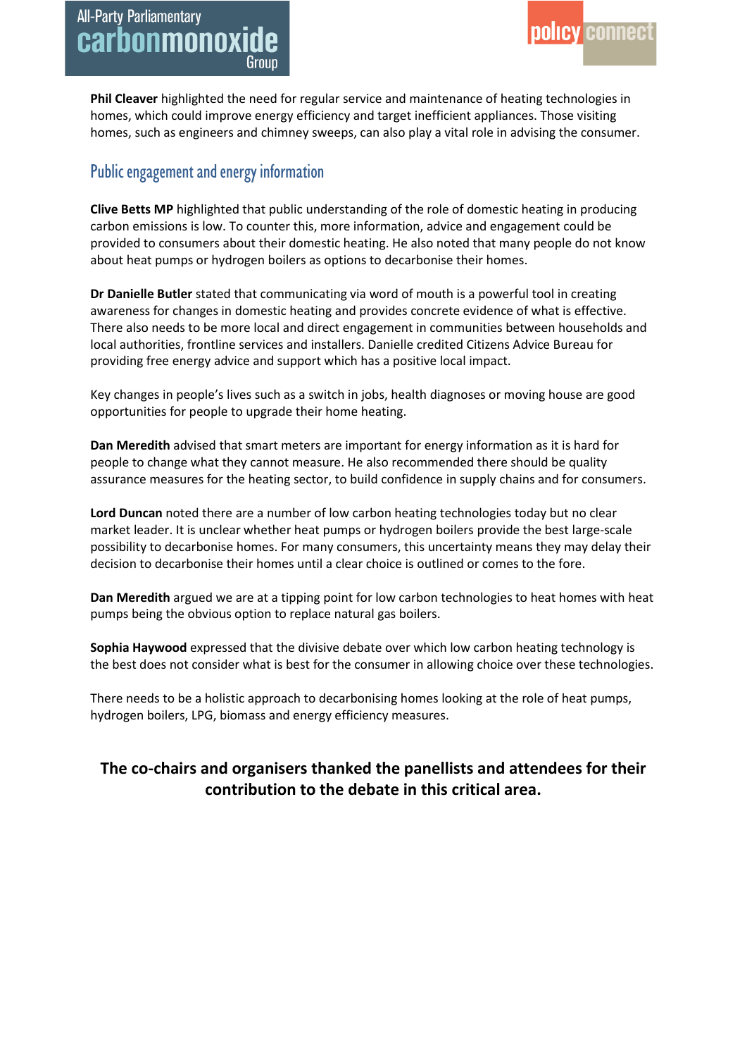**Phil Cleaver** highlighted the need for regular service and maintenance of heating technologies in homes, which could improve energy efficiency and target inefficient appliances. Those visiting homes, such as engineers and chimney sweeps, can also play a vital role in advising the consumer.

## Public engagement and energy information

**Clive Betts MP** highlighted that public understanding of the role of domestic heating in producing carbon emissions is low. To counter this, more information, advice and engagement could be provided to consumers about their domestic heating. He also noted that many people do not know about heat pumps or hydrogen boilers as options to decarbonise their homes.

**Dr Danielle Butler** stated that communicating via word of mouth is a powerful tool in creating awareness for changes in domestic heating and provides concrete evidence of what is effective. There also needs to be more local and direct engagement in communities between households and local authorities, frontline services and installers. Danielle credited Citizens Advice Bureau for providing free energy advice and support which has a positive local impact.

Key changes in people's lives such as a switch in jobs, health diagnoses or moving house are good opportunities for people to upgrade their home heating.

**Dan Meredith** advised that smart meters are important for energy information as it is hard for people to change what they cannot measure. He also recommended there should be quality assurance measures for the heating sector, to build confidence in supply chains and for consumers.

**Lord Duncan** noted there are a number of low carbon heating technologies today but no clear market leader. It is unclear whether heat pumps or hydrogen boilers provide the best large-scale possibility to decarbonise homes. For many consumers, this uncertainty means they may delay their decision to decarbonise their homes until a clear choice is outlined or comes to the fore.

**Dan Meredith** argued we are at a tipping point for low carbon technologies to heat homes with heat pumps being the obvious option to replace natural gas boilers.

**Sophia Haywood** expressed that the divisive debate over which low carbon heating technology is the best does not consider what is best for the consumer in allowing choice over these technologies.

There needs to be a holistic approach to decarbonising homes looking at the role of heat pumps, hydrogen boilers, LPG, biomass and energy efficiency measures.

**The co-chairs and organisers thanked the panellists and attendees for their contribution to the debate in this critical area.**